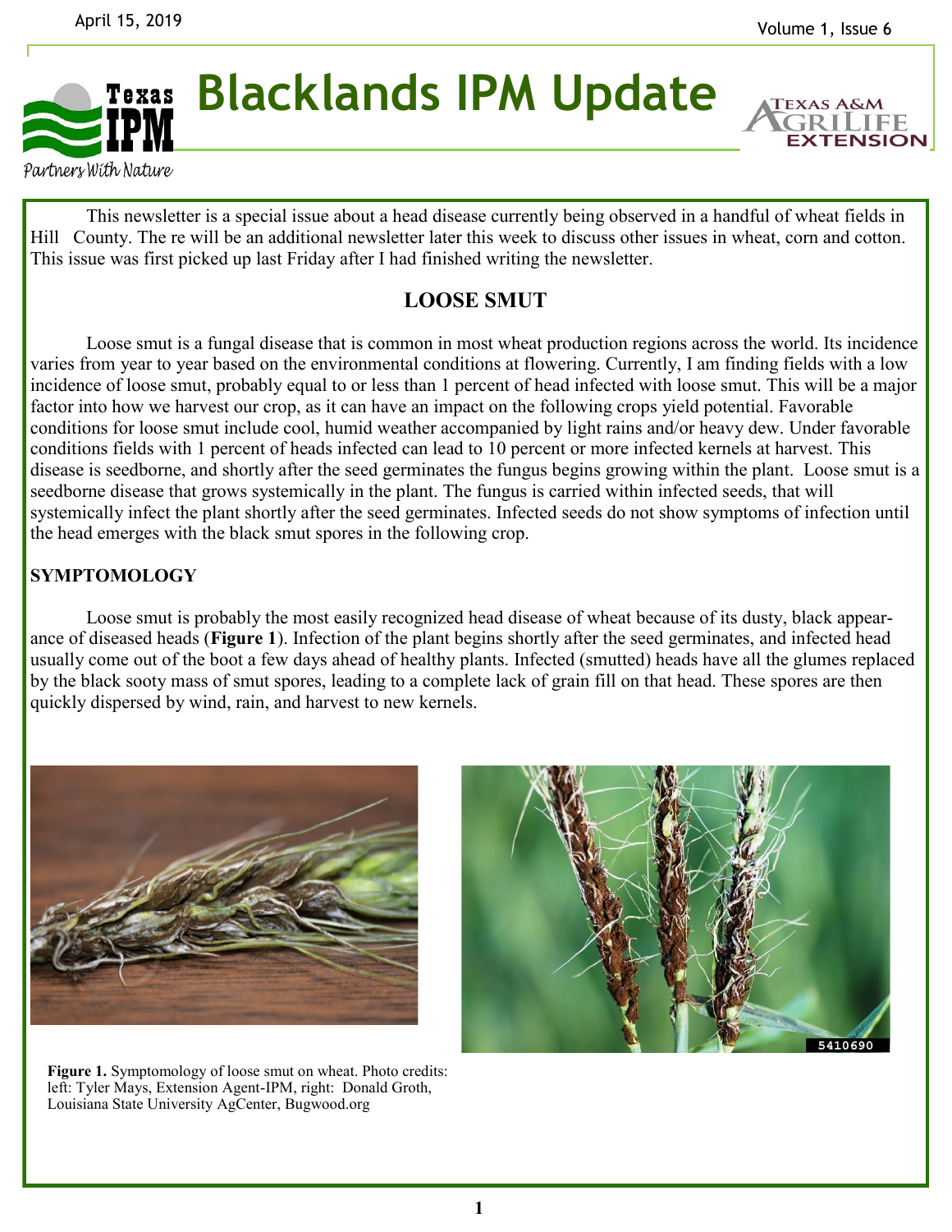# Blacklands IPM Update

Partners With Nature

This newsletter is a special issue about a head disease currently being observed in a handful of wheat fields in Hill County. The re will be an additional newsletter later this week to discuss other issues in wheat, corn and cotton. This issue was first picked up last Friday after I had finished writing the newsletter.

## LOOSE SMUT

Loose smut is a fungal disease that is common in most wheat production regions across the world. Its incidence varies from year to year based on the environmental conditions at flowering. Currently, I am finding fields with a low incidence of loose smut, probably equal to or less than 1 percent of head infected with loose smut. This will be a major factor into how we harvest our crop, as it can have an impact on the following crops yield potential. Favorable conditions for loose smut include cool, humid weather accompanied by light rains and/or heavy dew. Under favorable conditions fields with 1 percent of heads infected can lead to 10 percent or more infected kernels at harvest. This disease is seedborne, and shortly after the seed germinates the fungus begins growing within the plant. Loose smut is a seedborne disease that grows systemically in the plant. The fungus is carried within infected seeds, that will systemically infect the plant shortly after the seed germinates. Infected seeds do not show symptoms of infection until the head emerges with the black smut spores in the following crop.

### SYMPTOMOLOGY

Loose smut is probably the most easily recognized head disease of wheat because of its dusty, black appearance of diseased heads (**Figure 1**). Infection of the plant begins shortly after the seed germinates, and infected head usually come out of the boot a few days ahead of healthy plants. Infected (smutted) heads have all the glumes replaced by the black sooty mass of smut spores, leading to a complete lack of grain fill on that head. These spores are then quickly dispersed by wind, rain, and harvest to new kernels.

**Figure 1.** Symptomology of loose smut on wheat. Photo credits: left: Tyler Mays, Extension Agent-IPM, right: Donald Groth, Louisiana State University AgCenter, Bugwood.org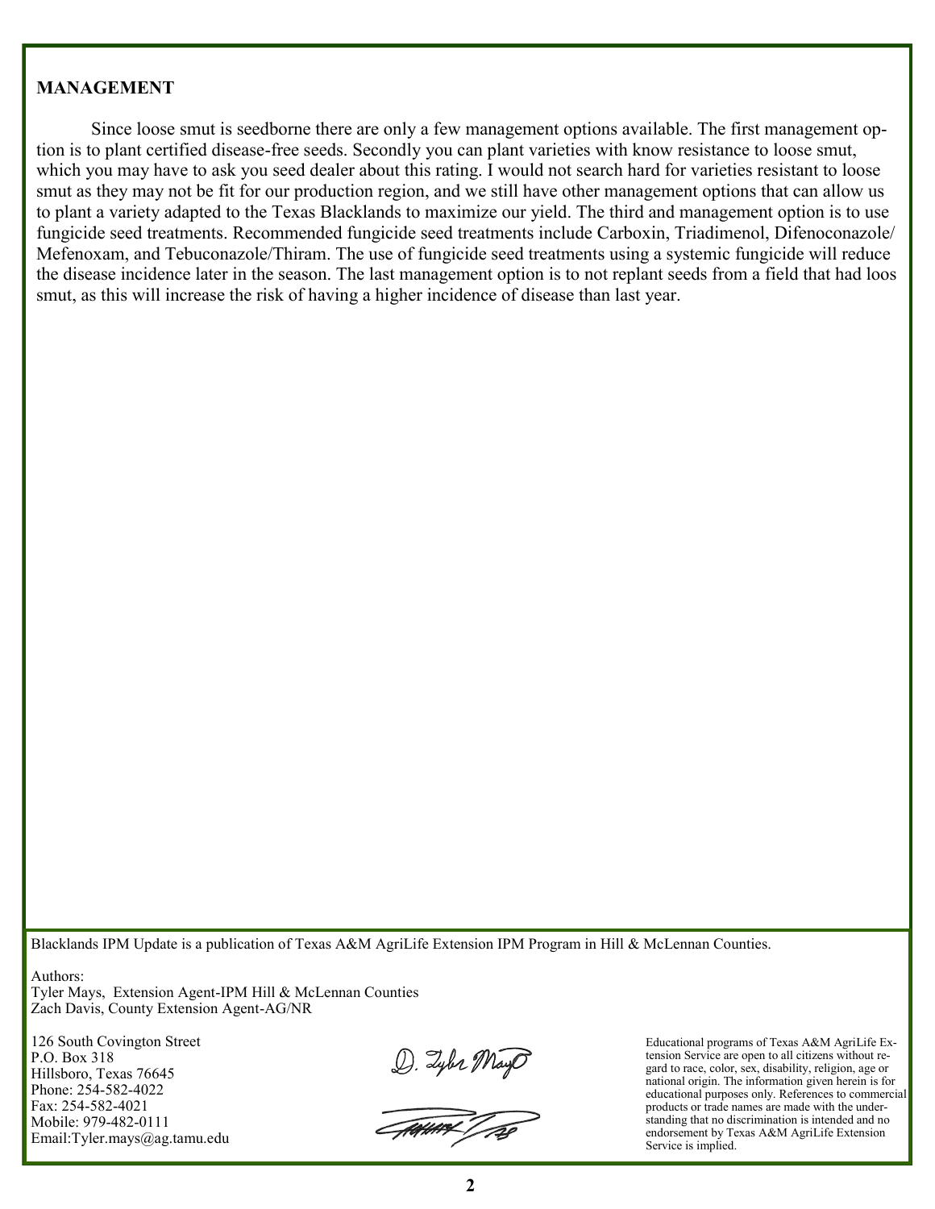## MANAGEMENT

Since loose smut is seedborne there are only a few management options available. The first management option is to plant certified disease-free seeds. Secondly you can plant varieties with know resistance to loose smut, which you may have to ask you seed dealer about this rating. I would not search hard for varieties resistant to loose smut as they may not be fit for our production region, and we still have other management options that can allow us to plant a variety adapted to the Texas Blacklands to maximize our yield. The third and management option is to use fungicide seed treatments. Recommended fungicide seed treatments include Carboxin, Triadimenol, Difenoconazole/ Mefenoxam, and Tebuconazole/Thiram. The use of fungicide seed treatments using a systemic fungicide will reduce the disease incidence later in the season. The last management option is to not replant seeds from a field that had loos smut, as this will increase the risk of having a higher incidence of disease than last year.

Blacklands IPM Update is a publication of Texas A&M AgriLife Extension IPM Program in Hill & McLennan Counties.

Authors:
Tyler Mays, Extension Agent-IPM Hill & McLennan Counties
Zach Davis, County Extension Agent-AG/NR

126 South Covington Street
P.O. Box 318
Hillsboro, Texas 76645
Phone: 254-582-4022
Fax: 254-582-4021
Mobile: 979-482-0111
Email:Tyler.mays@ag.tamu.edu

Educational programs of Texas A&M AgriLife Extension Service are open to all citizens without regard to race, color, sex, disability, religion, age or national origin. The information given herein is for educational purposes only. References to commercial products or trade names are made with the understanding that no discrimination is intended and no endorsement by Texas A&M AgriLife Extension Service is implied.